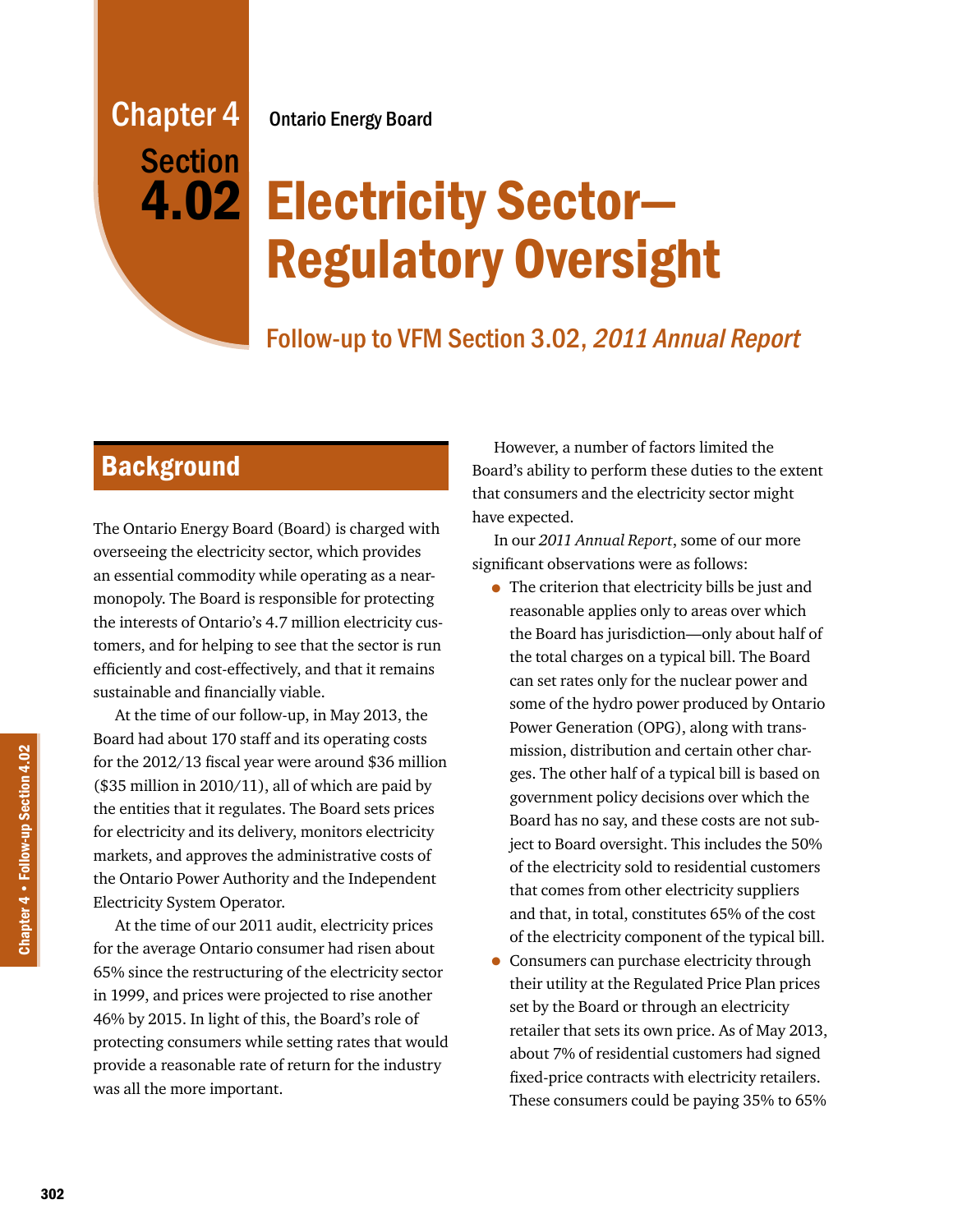# Chapter 4 Section 4.02

Ontario Energy Board

# Electricity Sector—Regulatory Oversight

## Follow-up to VFM Section 3.02, *2011 Annual Report*

## Background

The Ontario Energy Board (Board) is charged with overseeing the electricity sector, which provides an essential commodity while operating as a near-monopoly. The Board is responsible for protecting the interests of Ontario's 4.7 million electricity customers, and for helping to see that the sector is run efficiently and cost-effectively, and that it remains sustainable and financially viable.

At the time of our follow-up, in May 2013, the Board had about 170 staff and its operating costs for the 2012/13 fiscal year were around $36 million ($35 million in 2010/11), all of which are paid by the entities that it regulates. The Board sets prices for electricity and its delivery, monitors electricity markets, and approves the administrative costs of the Ontario Power Authority and the Independent Electricity System Operator.

At the time of our 2011 audit, electricity prices for the average Ontario consumer had risen about 65% since the restructuring of the electricity sector in 1999, and prices were projected to rise another 46% by 2015. In light of this, the Board's role of protecting consumers while setting rates that would provide a reasonable rate of return for the industry was all the more important.

However, a number of factors limited the Board's ability to perform these duties to the extent that consumers and the electricity sector might have expected.

In our *2011 Annual Report*, some of our more significant observations were as follows:

- The criterion that electricity bills be just and reasonable applies only to areas over which the Board has jurisdiction—only about half of the total charges on a typical bill. The Board can set rates only for the nuclear power and some of the hydro power produced by Ontario Power Generation (OPG), along with transmission, distribution and certain other charges. The other half of a typical bill is based on government policy decisions over which the Board has no say, and these costs are not subject to Board oversight. This includes the 50% of the electricity sold to residential customers that comes from other electricity suppliers and that, in total, constitutes 65% of the cost of the electricity component of the typical bill.
- Consumers can purchase electricity through their utility at the Regulated Price Plan prices set by the Board or through an electricity retailer that sets its own price. As of May 2013, about 7% of residential customers had signed fixed-price contracts with electricity retailers. These consumers could be paying 35% to 65%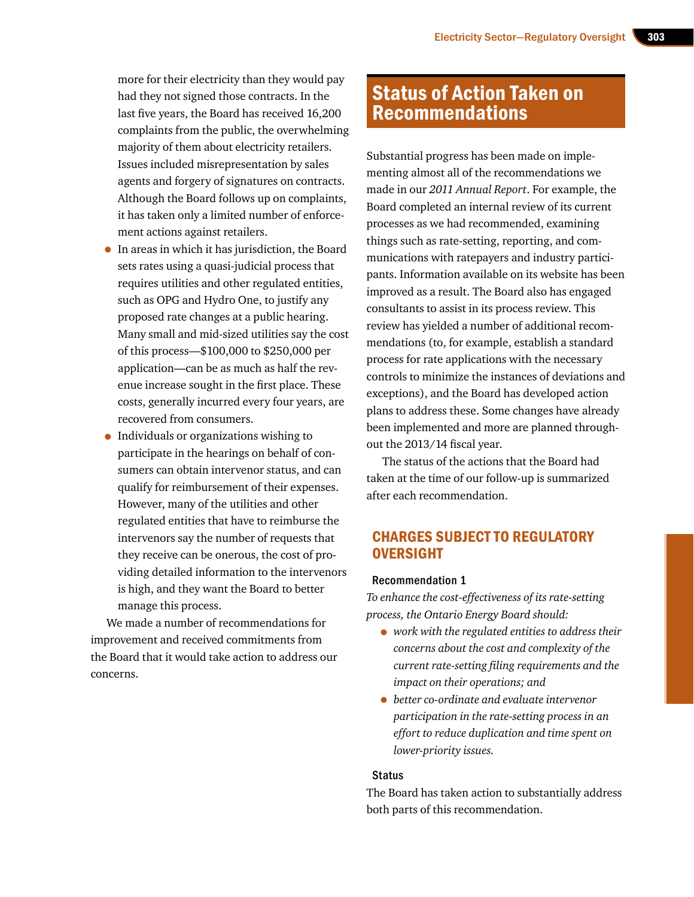more for their electricity than they would pay had they not signed those contracts. In the last five years, the Board has received 16,200 complaints from the public, the overwhelming majority of them about electricity retailers. Issues included misrepresentation by sales agents and forgery of signatures on contracts. Although the Board follows up on complaints, it has taken only a limited number of enforcement actions against retailers.

- In areas in which it has jurisdiction, the Board sets rates using a quasi-judicial process that requires utilities and other regulated entities, such as OPG and Hydro One, to justify any proposed rate changes at a public hearing. Many small and mid-sized utilities say the cost of this process—$100,000 to $250,000 per application—can be as much as half the revenue increase sought in the first place. These costs, generally incurred every four years, are recovered from consumers.
- Individuals or organizations wishing to participate in the hearings on behalf of consumers can obtain intervenor status, and can qualify for reimbursement of their expenses. However, many of the utilities and other regulated entities that have to reimburse the intervenors say the number of requests that they receive can be onerous, the cost of providing detailed information to the intervenors is high, and they want the Board to better manage this process.

We made a number of recommendations for improvement and received commitments from the Board that it would take action to address our concerns.

# Status of Action Taken on Recommendations

Substantial progress has been made on implementing almost all of the recommendations we made in our *2011 Annual Report*. For example, the Board completed an internal review of its current processes as we had recommended, examining things such as rate-setting, reporting, and communications with ratepayers and industry participants. Information available on its website has been improved as a result. The Board also has engaged consultants to assist in its process review. This review has yielded a number of additional recommendations (to, for example, establish a standard process for rate applications with the necessary controls to minimize the instances of deviations and exceptions), and the Board has developed action plans to address these. Some changes have already been implemented and more are planned throughout the 2013/14 fiscal year.

The status of the actions that the Board had taken at the time of our follow-up is summarized after each recommendation.

## CHARGES SUBJECT TO REGULATORY OVERSIGHT

### Recommendation 1

*To enhance the cost-effectiveness of its rate-setting process, the Ontario Energy Board should:*

- *work with the regulated entities to address their concerns about the cost and complexity of the current rate-setting filing requirements and the impact on their operations; and*
- *better co-ordinate and evaluate intervenor participation in the rate-setting process in an effort to reduce duplication and time spent on lower-priority issues.*

### Status

The Board has taken action to substantially address both parts of this recommendation.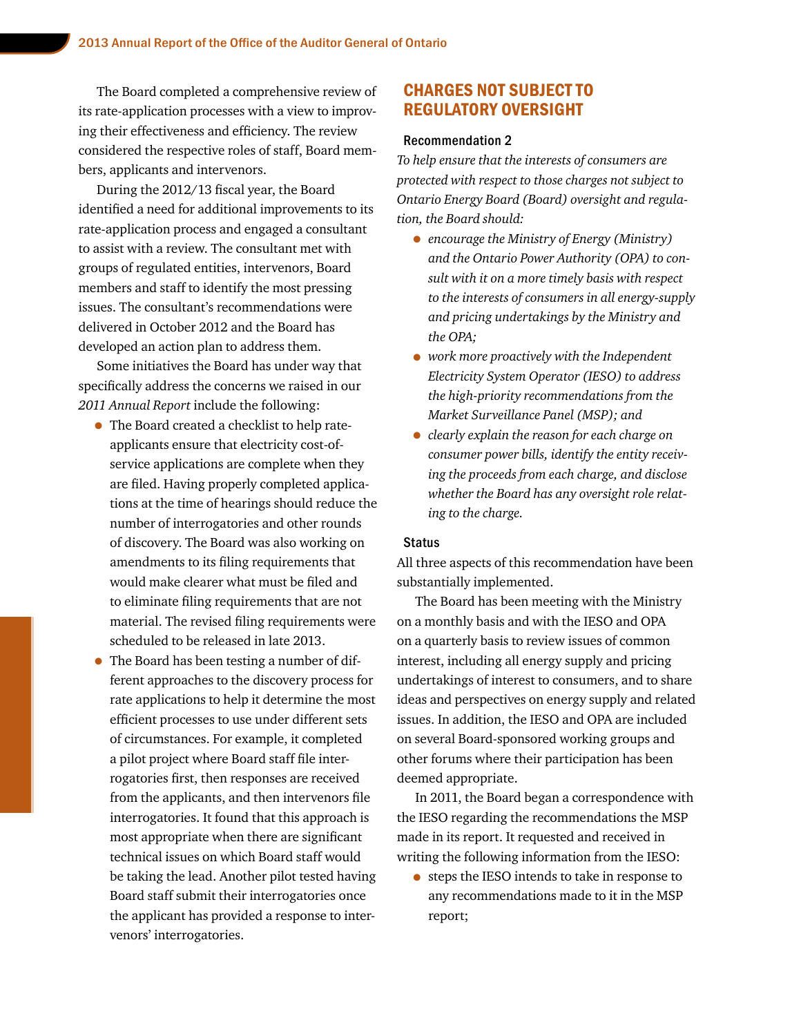The Board completed a comprehensive review of its rate-application processes with a view to improving their effectiveness and efficiency. The review considered the respective roles of staff, Board members, applicants and intervenors.

During the 2012/13 fiscal year, the Board identified a need for additional improvements to its rate-application process and engaged a consultant to assist with a review. The consultant met with groups of regulated entities, intervenors, Board members and staff to identify the most pressing issues. The consultant's recommendations were delivered in October 2012 and the Board has developed an action plan to address them.

Some initiatives the Board has under way that specifically address the concerns we raised in our *2011 Annual Report* include the following:

- The Board created a checklist to help rate-applicants ensure that electricity cost-of-service applications are complete when they are filed. Having properly completed applications at the time of hearings should reduce the number of interrogatories and other rounds of discovery. The Board was also working on amendments to its filing requirements that would make clearer what must be filed and to eliminate filing requirements that are not material. The revised filing requirements were scheduled to be released in late 2013.
- The Board has been testing a number of different approaches to the discovery process for rate applications to help it determine the most efficient processes to use under different sets of circumstances. For example, it completed a pilot project where Board staff file interrogatories first, then responses are received from the applicants, and then intervenors file interrogatories. It found that this approach is most appropriate when there are significant technical issues on which Board staff would be taking the lead. Another pilot tested having Board staff submit their interrogatories once the applicant has provided a response to intervenors' interrogatories.

## CHARGES NOT SUBJECT TO REGULATORY OVERSIGHT

### Recommendation 2

*To help ensure that the interests of consumers are protected with respect to those charges not subject to Ontario Energy Board (Board) oversight and regulation, the Board should:*

- *encourage the Ministry of Energy (Ministry) and the Ontario Power Authority (OPA) to consult with it on a more timely basis with respect to the interests of consumers in all energy-supply and pricing undertakings by the Ministry and the OPA;*
- *work more proactively with the Independent Electricity System Operator (IESO) to address the high-priority recommendations from the Market Surveillance Panel (MSP); and*
- *clearly explain the reason for each charge on consumer power bills, identify the entity receiving the proceeds from each charge, and disclose whether the Board has any oversight role relating to the charge.*

### Status

All three aspects of this recommendation have been substantially implemented.

The Board has been meeting with the Ministry on a monthly basis and with the IESO and OPA on a quarterly basis to review issues of common interest, including all energy supply and pricing undertakings of interest to consumers, and to share ideas and perspectives on energy supply and related issues. In addition, the IESO and OPA are included on several Board-sponsored working groups and other forums where their participation has been deemed appropriate.

In 2011, the Board began a correspondence with the IESO regarding the recommendations the MSP made in its report. It requested and received in writing the following information from the IESO:

- steps the IESO intends to take in response to any recommendations made to it in the MSP report;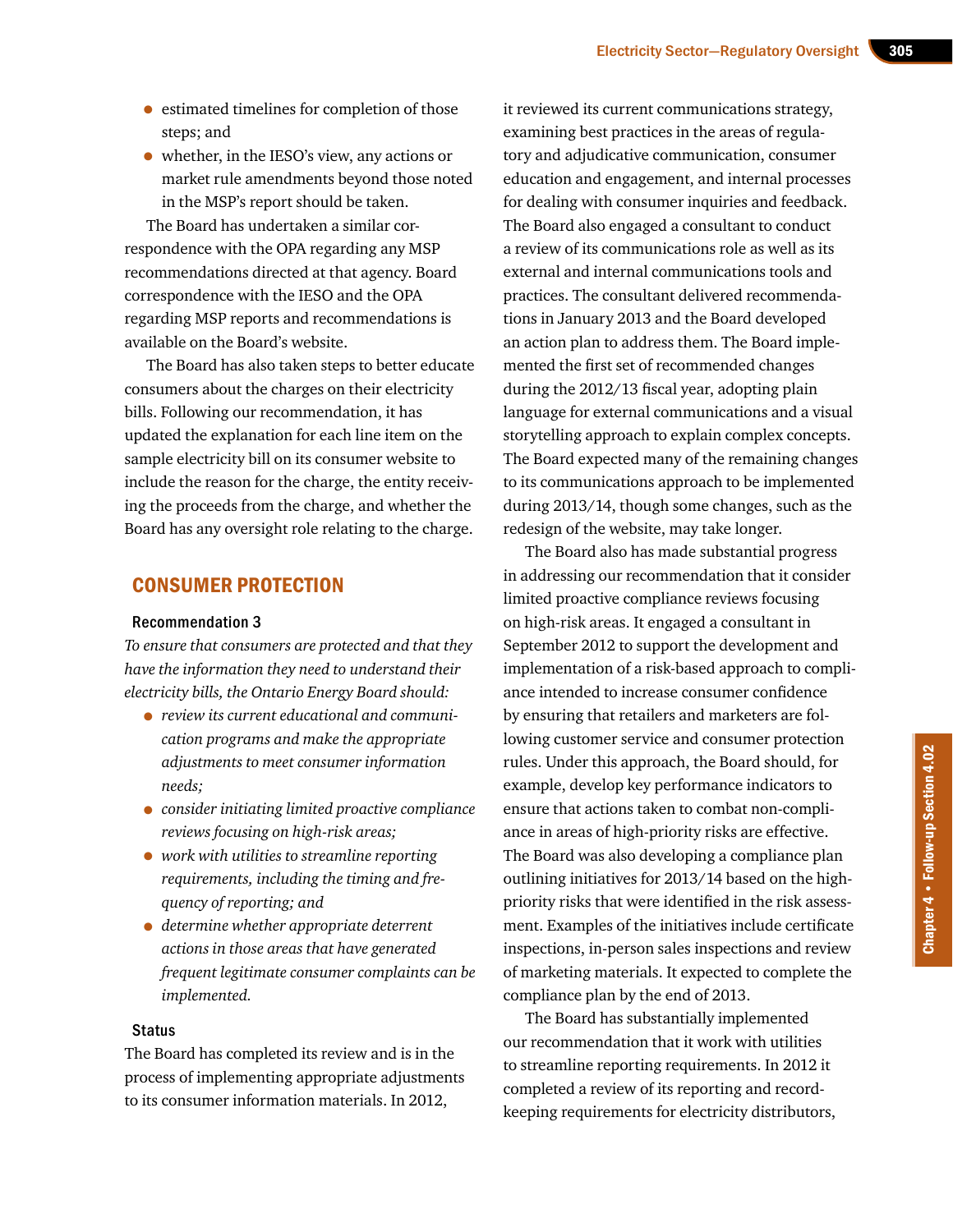- estimated timelines for completion of those steps; and
- whether, in the IESO's view, any actions or market rule amendments beyond those noted in the MSP's report should be taken.

The Board has undertaken a similar correspondence with the OPA regarding any MSP recommendations directed at that agency. Board correspondence with the IESO and the OPA regarding MSP reports and recommendations is available on the Board's website.

The Board has also taken steps to better educate consumers about the charges on their electricity bills. Following our recommendation, it has updated the explanation for each line item on the sample electricity bill on its consumer website to include the reason for the charge, the entity receiving the proceeds from the charge, and whether the Board has any oversight role relating to the charge.

## CONSUMER PROTECTION

### Recommendation 3

*To ensure that consumers are protected and that they have the information they need to understand their electricity bills, the Ontario Energy Board should:*

- *review its current educational and communication programs and make the appropriate adjustments to meet consumer information needs;*
- *consider initiating limited proactive compliance reviews focusing on high-risk areas;*
- *work with utilities to streamline reporting requirements, including the timing and frequency of reporting; and*
- *determine whether appropriate deterrent actions in those areas that have generated frequent legitimate consumer complaints can be implemented.*

### Status

The Board has completed its review and is in the process of implementing appropriate adjustments to its consumer information materials. In 2012, it reviewed its current communications strategy, examining best practices in the areas of regulatory and adjudicative communication, consumer education and engagement, and internal processes for dealing with consumer inquiries and feedback. The Board also engaged a consultant to conduct a review of its communications role as well as its external and internal communications tools and practices. The consultant delivered recommendations in January 2013 and the Board developed an action plan to address them. The Board implemented the first set of recommended changes during the 2012/13 fiscal year, adopting plain language for external communications and a visual storytelling approach to explain complex concepts. The Board expected many of the remaining changes to its communications approach to be implemented during 2013/14, though some changes, such as the redesign of the website, may take longer.

The Board also has made substantial progress in addressing our recommendation that it consider limited proactive compliance reviews focusing on high-risk areas. It engaged a consultant in September 2012 to support the development and implementation of a risk-based approach to compliance intended to increase consumer confidence by ensuring that retailers and marketers are following customer service and consumer protection rules. Under this approach, the Board should, for example, develop key performance indicators to ensure that actions taken to combat non-compliance in areas of high-priority risks are effective. The Board was also developing a compliance plan outlining initiatives for 2013/14 based on the high-priority risks that were identified in the risk assessment. Examples of the initiatives include certificate inspections, in-person sales inspections and review of marketing materials. It expected to complete the compliance plan by the end of 2013.

The Board has substantially implemented our recommendation that it work with utilities to streamline reporting requirements. In 2012 it completed a review of its reporting and record-keeping requirements for electricity distributors,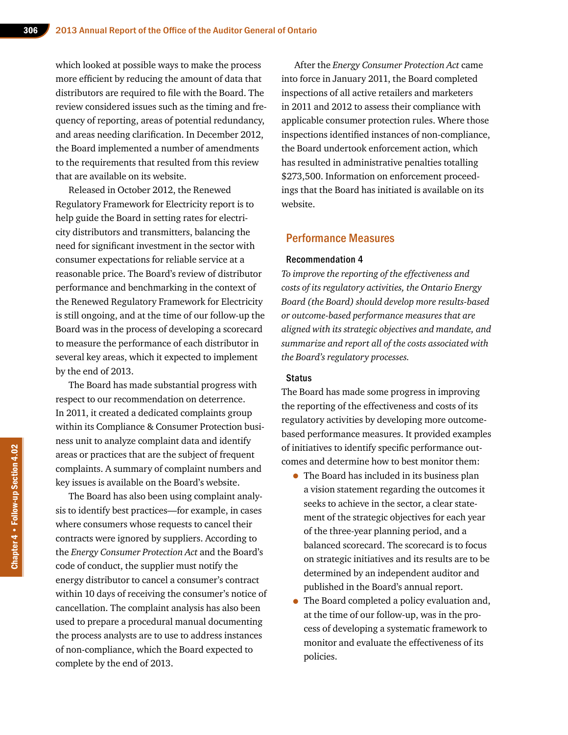which looked at possible ways to make the process more efficient by reducing the amount of data that distributors are required to file with the Board. The review considered issues such as the timing and frequency of reporting, areas of potential redundancy, and areas needing clarification. In December 2012, the Board implemented a number of amendments to the requirements that resulted from this review that are available on its website.

Released in October 2012, the Renewed Regulatory Framework for Electricity report is to help guide the Board in setting rates for electricity distributors and transmitters, balancing the need for significant investment in the sector with consumer expectations for reliable service at a reasonable price. The Board's review of distributor performance and benchmarking in the context of the Renewed Regulatory Framework for Electricity is still ongoing, and at the time of our follow-up the Board was in the process of developing a scorecard to measure the performance of each distributor in several key areas, which it expected to implement by the end of 2013.

The Board has made substantial progress with respect to our recommendation on deterrence. In 2011, it created a dedicated complaints group within its Compliance & Consumer Protection business unit to analyze complaint data and identify areas or practices that are the subject of frequent complaints. A summary of complaint numbers and key issues is available on the Board's website.

The Board has also been using complaint analysis to identify best practices—for example, in cases where consumers whose requests to cancel their contracts were ignored by suppliers. According to the *Energy Consumer Protection Act* and the Board's code of conduct, the supplier must notify the energy distributor to cancel a consumer's contract within 10 days of receiving the consumer's notice of cancellation. The complaint analysis has also been used to prepare a procedural manual documenting the process analysts are to use to address instances of non-compliance, which the Board expected to complete by the end of 2013.

After the *Energy Consumer Protection Act* came into force in January 2011, the Board completed inspections of all active retailers and marketers in 2011 and 2012 to assess their compliance with applicable consumer protection rules. Where those inspections identified instances of non-compliance, the Board undertook enforcement action, which has resulted in administrative penalties totalling $273,500. Information on enforcement proceedings that the Board has initiated is available on its website.

## Performance Measures

### Recommendation 4

*To improve the reporting of the effectiveness and costs of its regulatory activities, the Ontario Energy Board (the Board) should develop more results-based or outcome-based performance measures that are aligned with its strategic objectives and mandate, and summarize and report all of the costs associated with the Board's regulatory processes.*

### Status

The Board has made some progress in improving the reporting of the effectiveness and costs of its regulatory activities by developing more outcome-based performance measures. It provided examples of initiatives to identify specific performance outcomes and determine how to best monitor them:

- The Board has included in its business plan a vision statement regarding the outcomes it seeks to achieve in the sector, a clear statement of the strategic objectives for each year of the three-year planning period, and a balanced scorecard. The scorecard is to focus on strategic initiatives and its results are to be determined by an independent auditor and published in the Board's annual report.
- The Board completed a policy evaluation and, at the time of our follow-up, was in the process of developing a systematic framework to monitor and evaluate the effectiveness of its policies.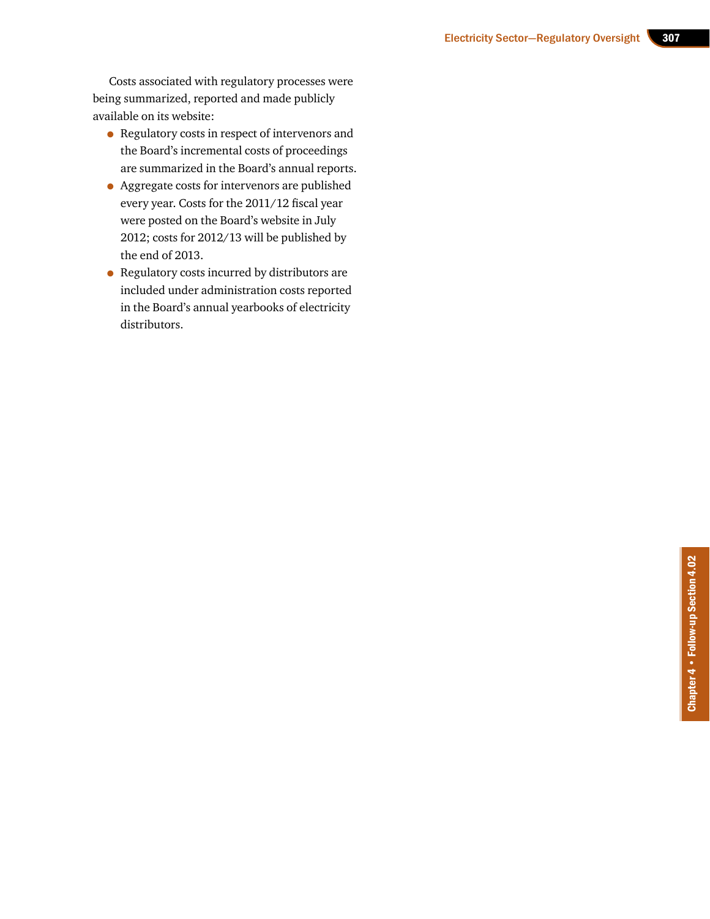Costs associated with regulatory processes were being summarized, reported and made publicly available on its website:

- Regulatory costs in respect of intervenors and the Board's incremental costs of proceedings are summarized in the Board's annual reports.
- Aggregate costs for intervenors are published every year. Costs for the 2011/12 fiscal year were posted on the Board's website in July 2012; costs for 2012/13 will be published by the end of 2013.
- Regulatory costs incurred by distributors are included under administration costs reported in the Board's annual yearbooks of electricity distributors.